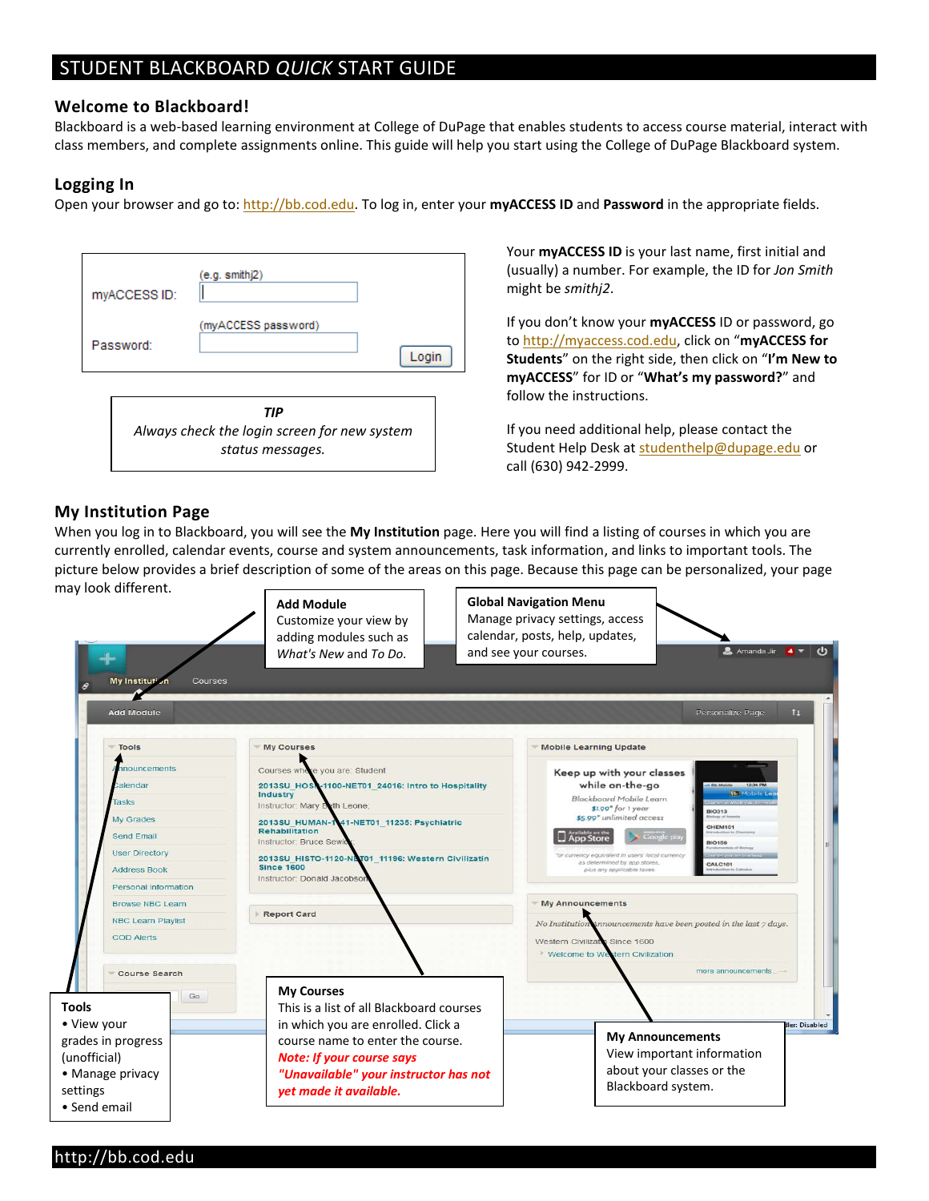# STUDENT BLACKBOARD *QUICK* START GUIDE

## Welcome to Blackboard!

Blackboard is a web-based learning environment at College of DuPage that enables students to access course material, interact with class members, and complete assignments online. This guide will help you start using the College of DuPage Blackboard system.

## Logging In

Open your browser and go to: http://bb.cod.edu. To log in, enter your **myACCESS ID** and **Password** in the appropriate fields.

myACCESS ID: (e.g. smithj2)

Password: (myACCESS password)

Login

> ***TIP***
> *Always check the login screen for new system status messages.*

Your **myACCESS ID** is your last name, first initial and (usually) a number. For example, the ID for *Jon Smith* might be *smithj2*.

If you don't know your **myACCESS** ID or password, go to http://myaccess.cod.edu, click on "**myACCESS for Students**" on the right side, then click on "**I'm New to myACCESS**" for ID or "**What's my password?**" and follow the instructions.

If you need additional help, please contact the Student Help Desk at studenthelp@dupage.edu or call (630) 942-2999.

## My Institution Page

When you log in to Blackboard, you will see the **My Institution** page. Here you will find a listing of courses in which you are currently enrolled, calendar events, course and system announcements, task information, and links to important tools. The picture below provides a brief description of some of the areas on this page. Because this page can be personalized, your page may look different.

**Add Module**
Customize your view by adding modules such as *What's New* and *To Do*.

**Global Navigation Menu**
Manage privacy settings, access calendar, posts, help, updates, and see your courses.

**Tools**
- View your grades in progress (unofficial)
- Manage privacy settings
- Send email

**My Courses**
This is a list of all Blackboard courses in which you are enrolled. Click a course name to enter the course.
***Note: If your course says "Unavailable" your instructor has not yet made it available.***

**My Announcements**
View important information about your classes or the Blackboard system.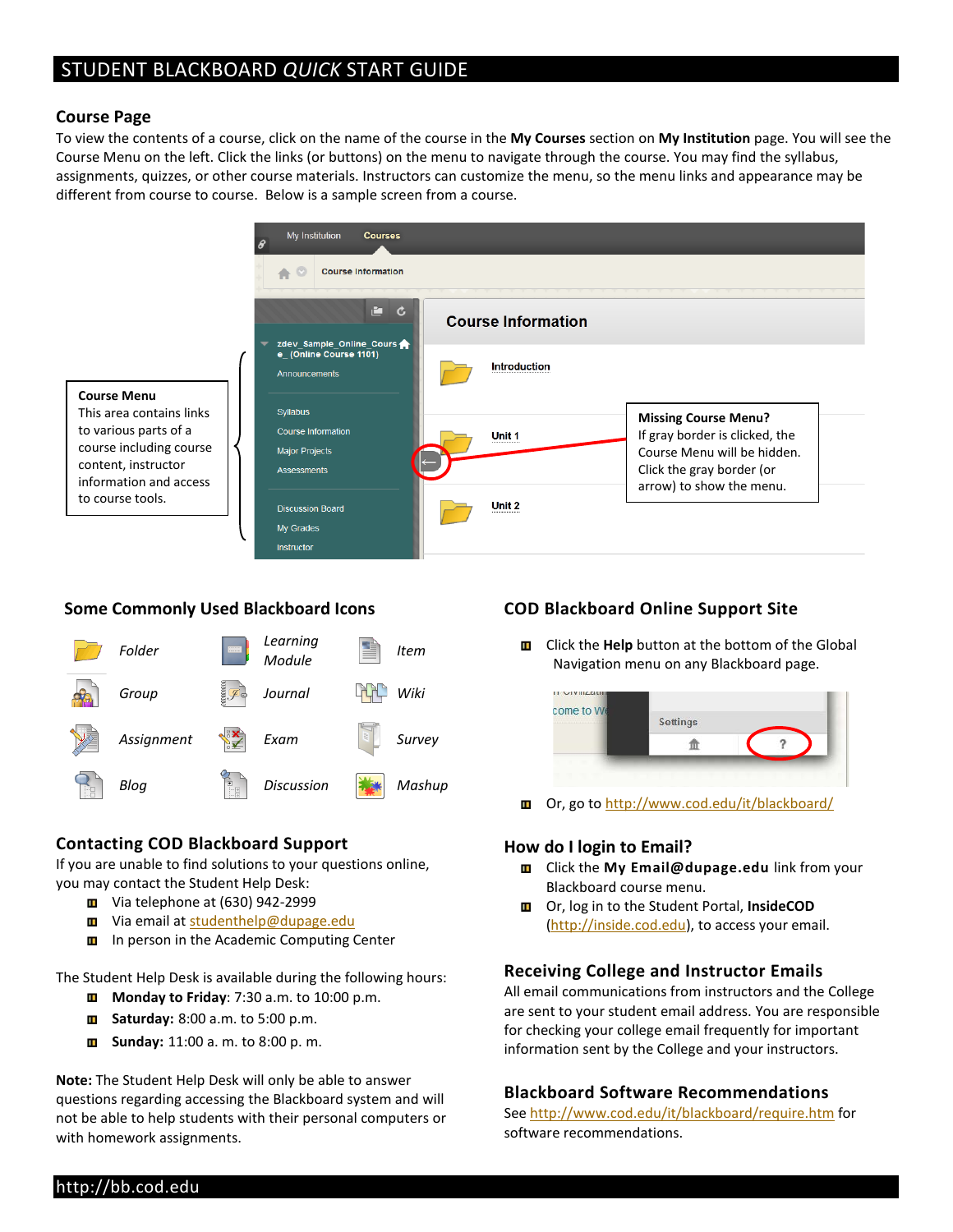# STUDENT BLACKBOARD *QUICK* START GUIDE

## Course Page

To view the contents of a course, click on the name of the course in the **My Courses** section on **My Institution** page. You will see the Course Menu on the left. Click the links (or buttons) on the menu to navigate through the course. You may find the syllabus, assignments, quizzes, or other course materials. Instructors can customize the menu, so the menu links and appearance may be different from course to course. Below is a sample screen from a course.

**Course Menu**
This area contains links to various parts of a course including course content, instructor information and access to course tools.

**Missing Course Menu?**
If gray border is clicked, the Course Menu will be hidden. Click the gray border (or arrow) to show the menu.

## Some Commonly Used Blackboard Icons

| | | |
|---|---|---|
| *Folder* | *Learning Module* | *Item* |
| *Group* | *Journal* | *Wiki* |
| *Assignment* | *Exam* | *Survey* |
| *Blog* | *Discussion* | *Mashup* |

## Contacting COD Blackboard Support

If you are unable to find solutions to your questions online, you may contact the Student Help Desk:

- Via telephone at (630) 942-2999
- Via email at studenthelp@dupage.edu
- In person in the Academic Computing Center

The Student Help Desk is available during the following hours:

- **Monday to Friday**: 7:30 a.m. to 10:00 p.m.
- **Saturday:** 8:00 a.m. to 5:00 p.m.
- **Sunday:** 11:00 a. m. to 8:00 p. m.

**Note:** The Student Help Desk will only be able to answer questions regarding accessing the Blackboard system and will not be able to help students with their personal computers or with homework assignments.

## COD Blackboard Online Support Site

- Click the **Help** button at the bottom of the Global Navigation menu on any Blackboard page.
- Or, go to http://www.cod.edu/it/blackboard/

## How do I login to Email?

- Click the **My Email@dupage.edu** link from your Blackboard course menu.
- Or, log in to the Student Portal, **InsideCOD** (http://inside.cod.edu), to access your email.

## Receiving College and Instructor Emails

All email communications from instructors and the College are sent to your student email address. You are responsible for checking your college email frequently for important information sent by the College and your instructors.

## Blackboard Software Recommendations

See http://www.cod.edu/it/blackboard/require.htm for software recommendations.

http://bb.cod.edu